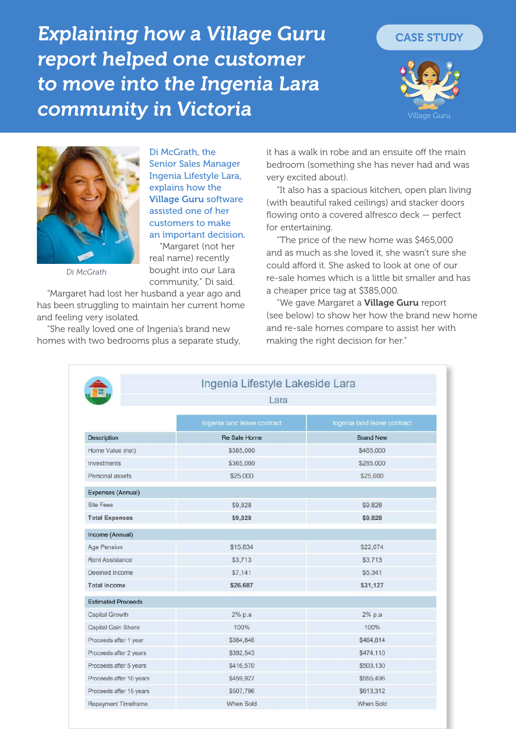# Explaining how a Village Guru report helped one customer to move into the Ingenia Lara community in Victoria

CASE STUDY

Village Guru

Di McGrath

**Di McGrath, the Senior Sales Manager Ingenia Lifestyle Lara, explains how the Village Guru software assisted one of her customers to make an important decision.**

"Margaret (not her real name) recently bought into our Lara community," Di said.

"Margaret had lost her husband a year ago and has been struggling to maintain her current home and feeling very isolated.

"She really loved one of Ingenia's brand new homes with two bedrooms plus a separate study, it has a walk in robe and an ensuite off the main bedroom (something she has never had and was very excited about).

"It also has a spacious kitchen, open plan living (with beautiful raked ceilings) and stacker doors flowing onto a covered alfresco deck — perfect for entertaining.

"The price of the new home was $465,000 and as much as she loved it, she wasn't sure she could afford it. She asked to look at one of our re-sale homes which is a little bit smaller and has a cheaper price tag at $385,000.

"We gave Margaret a **Village Guru** report (see below) to show her how the brand new home and re-sale homes compare to assist her with making the right decision for her."

## Ingenia Lifestyle Lakeside Lara

Lara

| | Ingenia land lease contract | Ingenia land lease contract |
|---|---|---|
| **Description** | **Re Sale Home** | **Brand New** |
| Home Value (net) | $385,000 | $465,000 |
| Investments | $365,000 | $285,000 |
| Personal assets | $25,000 | $25,000 |
| **Expenses (Annual)** | | |
| Site Fees | $9,828 | $9,828 |
| **Total Expenses** | **$9,828** | **$9,828** |
| **Income (Annual)** | | |
| Age Pension | $15,834 | $22,074 |
| Rent Assistance | $3,713 | $3,713 |
| Deemed Income | $7,141 | $5,341 |
| **Total Income** | **$26,687** | **$31,127** |
| **Estimated Proceeds** | | |
| Capital Growth | 2% p.a | 2% p.a |
| Capital Gain Share | 100% | 100% |
| Proceeds after 1 year | $384,846 | $464,814 |
| Proceeds after 2 years | $392,543 | $474,110 |
| Proceeds after 5 years | $416,570 | $503,130 |
| Proceeds after 10 years | $459,927 | $555,496 |
| Proceeds after 15 years | $507,796 | $613,312 |
| Repayment Timeframe | When Sold | When Sold |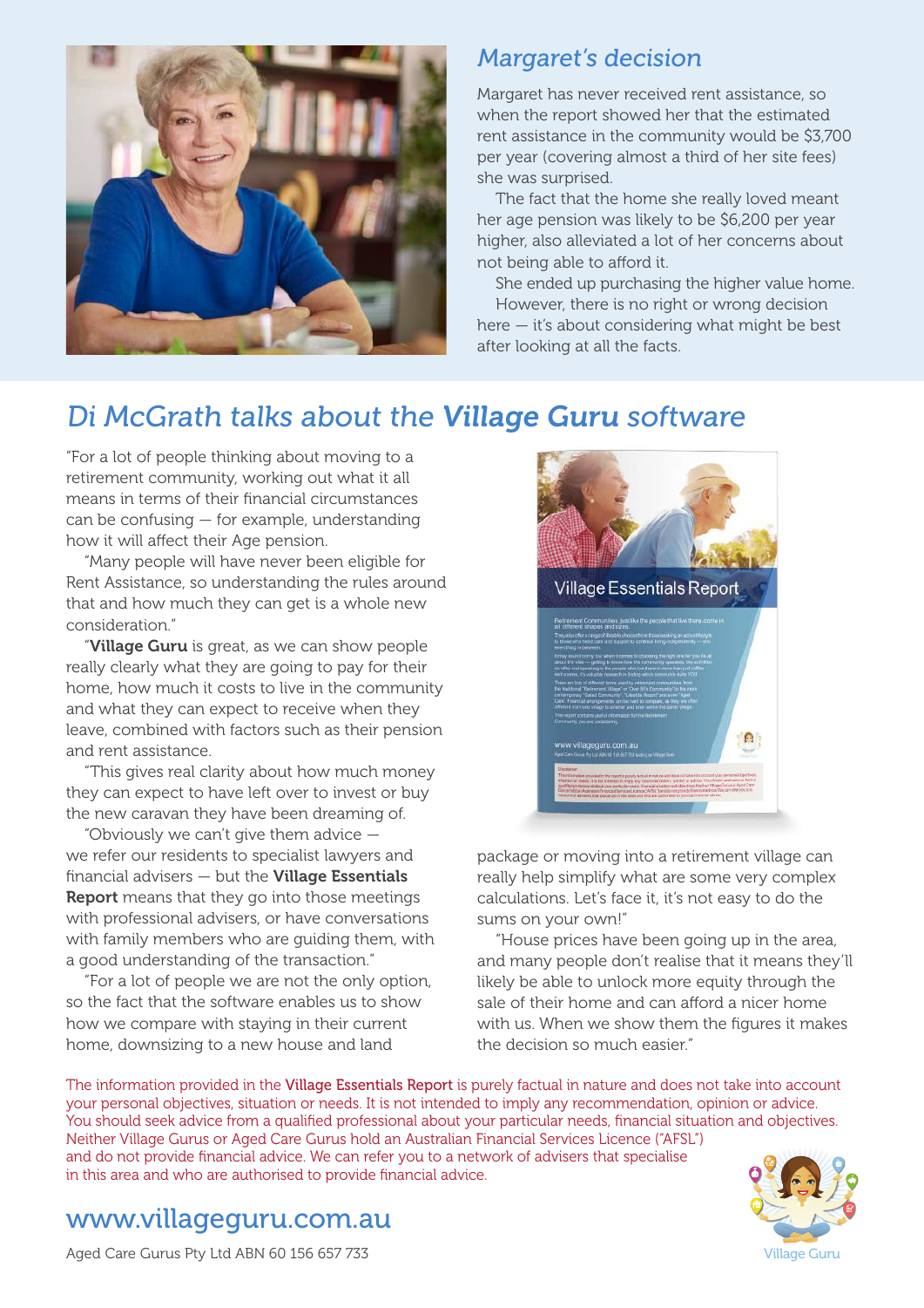## *Margaret's decision*

Margaret has never received rent assistance, so when the report showed her that the estimated rent assistance in the community would be $3,700 per year (covering almost a third of her site fees) she was surprised.

The fact that the home she really loved meant her age pension was likely to be $6,200 per year higher, also alleviated a lot of her concerns about not being able to afford it.

She ended up purchasing the higher value home.

However, there is no right or wrong decision here — it's about considering what might be best after looking at all the facts.

## *Di McGrath talks about the **Village Guru** software*

"For a lot of people thinking about moving to a retirement community, working out what it all means in terms of their financial circumstances can be confusing — for example, understanding how it will affect their Age pension.

"Many people will have never been eligible for Rent Assistance, so understanding the rules around that and how much they can get is a whole new consideration."

"**Village Guru** is great, as we can show people really clearly what they are going to pay for their home, how much it costs to live in the community and what they can expect to receive when they leave, combined with factors such as their pension and rent assistance.

"This gives real clarity about how much money they can expect to have left over to invest or buy the new caravan they have been dreaming of.

"Obviously we can't give them advice — we refer our residents to specialist lawyers and financial advisers — but the **Village Essentials Report** means that they go into those meetings with professional advisers, or have conversations with family members who are guiding them, with a good understanding of the transaction."

"For a lot of people we are not the only option, so the fact that the software enables us to show how we compare with staying in their current home, downsizing to a new house and land package or moving into a retirement village can really help simplify what are some very complex calculations. Let's face it, it's not easy to do the sums on your own!"

"House prices have been going up in the area, and many people don't realise that it means they'll likely be able to unlock more equity through the sale of their home and can afford a nicer home with us. When we show them the figures it makes the decision so much easier."

The information provided in the **Village Essentials Report** is purely factual in nature and does not take into account your personal objectives, situation or needs. It is not intended to imply any recommendation, opinion or advice. You should seek advice from a qualified professional about your particular needs, financial situation and objectives. Neither Village Gurus or Aged Care Gurus hold an Australian Financial Services Licence ("AFSL") and do not provide financial advice. We can refer you to a network of advisers that specialise in this area and who are authorised to provide financial advice.

www.villageguru.com.au

Aged Care Gurus Pty Ltd ABN 60 156 657 733

Village Guru